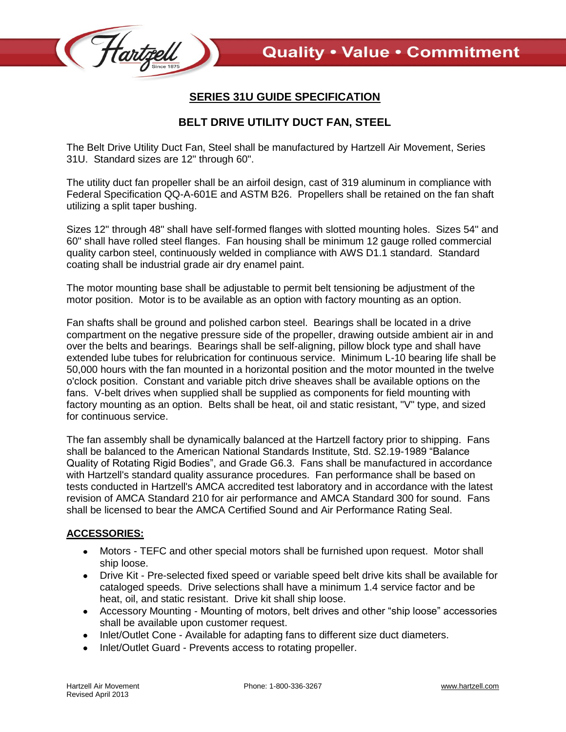## SERIES 31U GUIDE SPECIFICATION

## BELT DRIVE UTILITY DUCT FAN, STEEL

The Belt Drive Utility Duct Fan, Steel shall be manufactured by Hartzell Air Movement, Series 31U. Standard sizes are 12" through 60".

The utility duct fan propeller shall be an airfoil design, cast of 319 aluminum in compliance with Federal Specification QQ-A-601E and ASTM B26. Propellers shall be retained on the fan shaft utilizing a split taper bushing.

Sizes 12" through 48" shall have self-formed flanges with slotted mounting holes. Sizes 54" and 60" shall have rolled steel flanges. Fan housing shall be minimum 12 gauge rolled commercial quality carbon steel, continuously welded in compliance with AWS D1.1 standard. Standard coating shall be industrial grade air dry enamel paint.

The motor mounting base shall be adjustable to permit belt tensioning be adjustment of the motor position. Motor is to be available as an option with factory mounting as an option.

Fan shafts shall be ground and polished carbon steel. Bearings shall be located in a drive compartment on the negative pressure side of the propeller, drawing outside ambient air in and over the belts and bearings. Bearings shall be self-aligning, pillow block type and shall have extended lube tubes for relubrication for continuous service. Minimum L-10 bearing life shall be 50,000 hours with the fan mounted in a horizontal position and the motor mounted in the twelve o'clock position. Constant and variable pitch drive sheaves shall be available options on the fans. V-belt drives when supplied shall be supplied as components for field mounting with factory mounting as an option. Belts shall be heat, oil and static resistant, "V" type, and sized for continuous service.

The fan assembly shall be dynamically balanced at the Hartzell factory prior to shipping. Fans shall be balanced to the American National Standards Institute, Std. S2.19-1989 "Balance Quality of Rotating Rigid Bodies", and Grade G6.3. Fans shall be manufactured in accordance with Hartzell's standard quality assurance procedures. Fan performance shall be based on tests conducted in Hartzell's AMCA accredited test laboratory and in accordance with the latest revision of AMCA Standard 210 for air performance and AMCA Standard 300 for sound. Fans shall be licensed to bear the AMCA Certified Sound and Air Performance Rating Seal.

### ACCESSORIES:

- Motors - TEFC and other special motors shall be furnished upon request. Motor shall ship loose.
- Drive Kit - Pre-selected fixed speed or variable speed belt drive kits shall be available for cataloged speeds. Drive selections shall have a minimum 1.4 service factor and be heat, oil, and static resistant. Drive kit shall ship loose.
- Accessory Mounting - Mounting of motors, belt drives and other "ship loose" accessories shall be available upon customer request.
- Inlet/Outlet Cone - Available for adapting fans to different size duct diameters.
- Inlet/Outlet Guard - Prevents access to rotating propeller.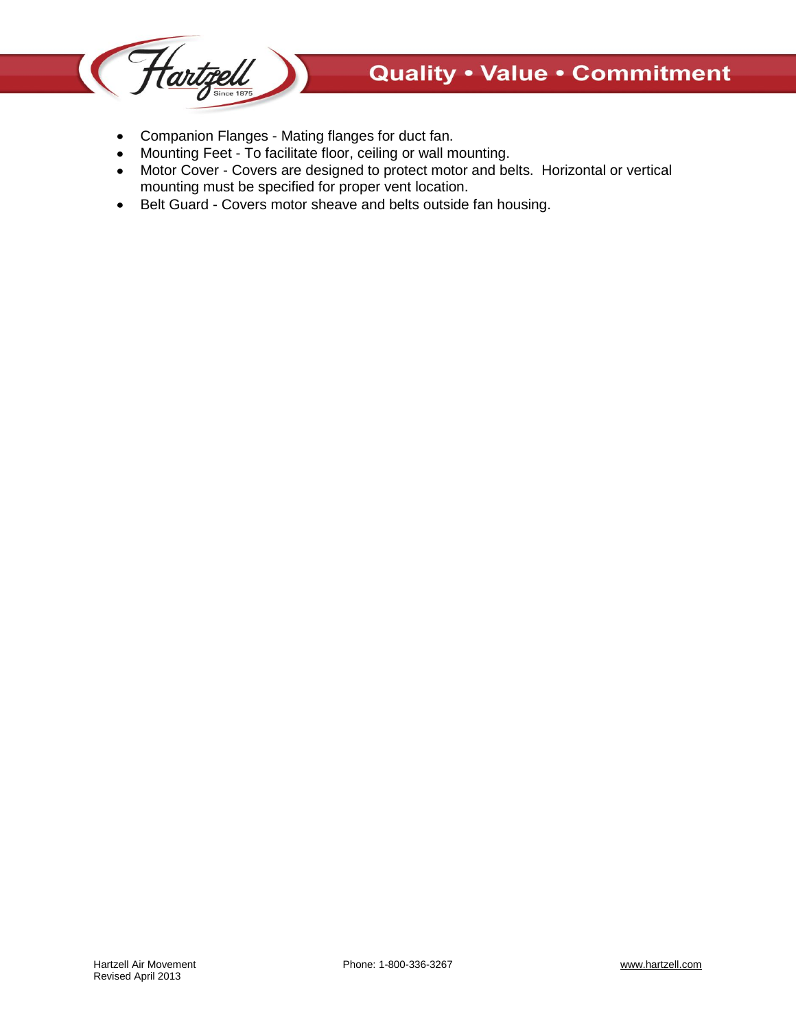- Companion Flanges - Mating flanges for duct fan.
- Mounting Feet - To facilitate floor, ceiling or wall mounting.
- Motor Cover - Covers are designed to protect motor and belts. Horizontal or vertical mounting must be specified for proper vent location.
- Belt Guard - Covers motor sheave and belts outside fan housing.